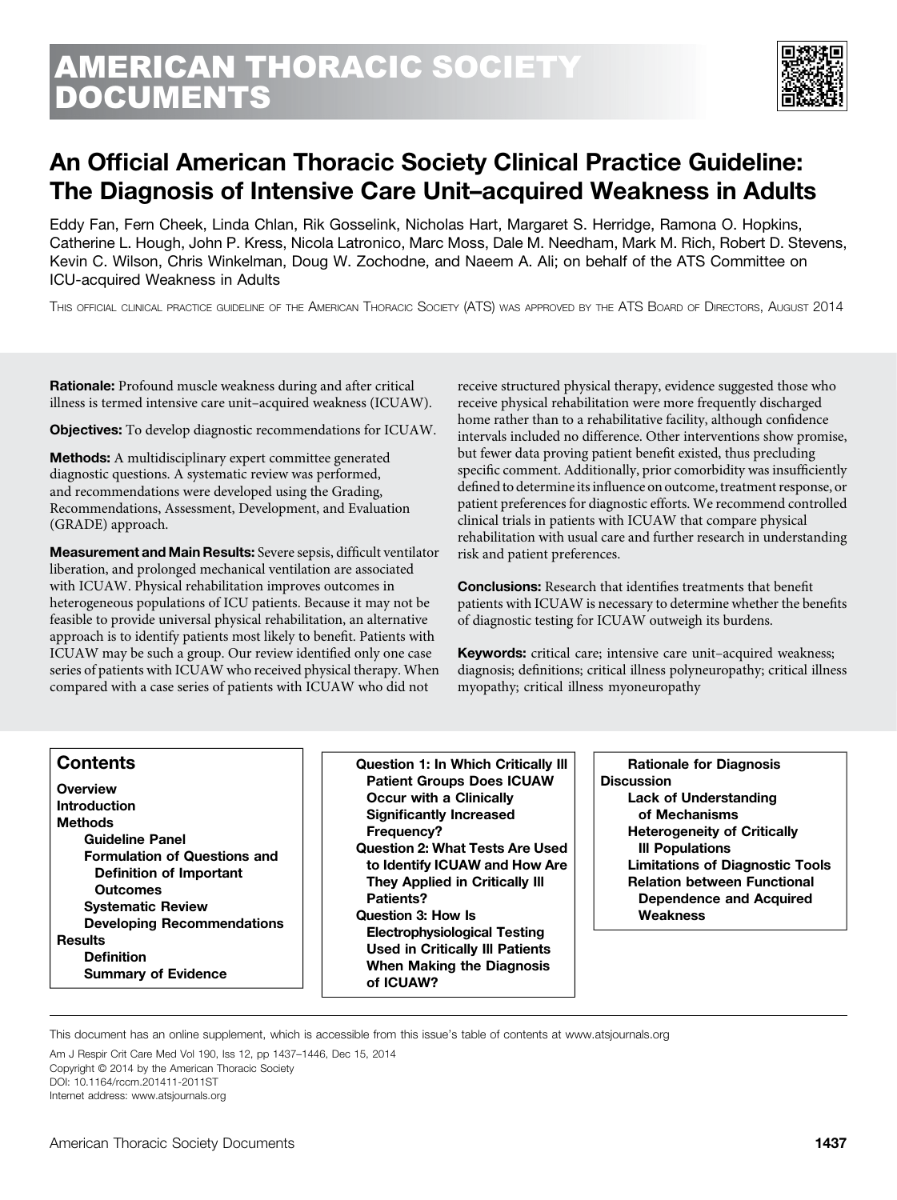# AMERICAN THORACIC SOCIETY DOCUMENTS

# An Official American Thoracic Society Clinical Practice Guideline: The Diagnosis of Intensive Care Unit–acquired Weakness in Adults

Eddy Fan, Fern Cheek, Linda Chlan, Rik Gosselink, Nicholas Hart, Margaret S. Herridge, Ramona O. Hopkins, Catherine L. Hough, John P. Kress, Nicola Latronico, Marc Moss, Dale M. Needham, Mark M. Rich, Robert D. Stevens, Kevin C. Wilson, Chris Winkelman, Doug W. Zochodne, and Naeem A. Ali; on behalf of the ATS Committee on ICU-acquired Weakness in Adults

THIS OFFICIAL CLINICAL PRACTICE GUIDELINE OF THE AMERICAN THORACIC SOCIETY (ATS) WAS APPROVED BY THE ATS BOARD OF DIRECTORS, AUGUST 2014

**Rationale:** Profound muscle weakness during and after critical illness is termed intensive care unit–acquired weakness (ICUAW).

**Objectives:** To develop diagnostic recommendations for ICUAW.

**Methods:** A multidisciplinary expert committee generated diagnostic questions. A systematic review was performed, and recommendations were developed using the Grading, Recommendations, Assessment, Development, and Evaluation (GRADE) approach.

**Measurement and Main Results:** Severe sepsis, difficult ventilator liberation, and prolonged mechanical ventilation are associated with ICUAW. Physical rehabilitation improves outcomes in heterogeneous populations of ICU patients. Because it may not be feasible to provide universal physical rehabilitation, an alternative approach is to identify patients most likely to benefit. Patients with ICUAW may be such a group. Our review identified only one case series of patients with ICUAW who received physical therapy. When compared with a case series of patients with ICUAW who did not receive structured physical therapy, evidence suggested those who receive physical rehabilitation were more frequently discharged home rather than to a rehabilitative facility, although confidence intervals included no difference. Other interventions show promise, but fewer data proving patient benefit existed, thus precluding specific comment. Additionally, prior comorbidity was insufficiently defined to determine its influence on outcome, treatment response, or patient preferences for diagnostic efforts. We recommend controlled clinical trials in patients with ICUAW that compare physical rehabilitation with usual care and further research in understanding risk and patient preferences.

**Conclusions:** Research that identifies treatments that benefit patients with ICUAW is necessary to determine whether the benefits of diagnostic testing for ICUAW outweigh its burdens.

**Keywords:** critical care; intensive care unit–acquired weakness; diagnosis; definitions; critical illness polyneuropathy; critical illness myopathy; critical illness myoneuropathy

## Contents

- Overview
- Introduction
- Methods
  - Guideline Panel
  - Formulation of Questions and Definition of Important Outcomes
  - Systematic Review
  - Developing Recommendations
- Results
  - Definition
  - Summary of Evidence
  - Question 1: In Which Critically Ill Patient Groups Does ICUAW Occur with a Clinically Significantly Increased Frequency?
  - Question 2: What Tests Are Used to Identify ICUAW and How Are They Applied in Critically Ill Patients?
  - Question 3: How Is Electrophysiological Testing Used in Critically Ill Patients When Making the Diagnosis of ICUAW?
  - Rationale for Diagnosis
- Discussion
  - Lack of Understanding of Mechanisms
  - Heterogeneity of Critically Ill Populations
  - Limitations of Diagnostic Tools
  - Relation between Functional Dependence and Acquired Weakness

This document has an online supplement, which is accessible from this issue's table of contents at www.atsjournals.org

Am J Respir Crit Care Med Vol 190, Iss 12, pp 1437–1446, Dec 15, 2014
Copyright © 2014 by the American Thoracic Society
DOI: 10.1164/rccm.201411-2011ST
Internet address: www.atsjournals.org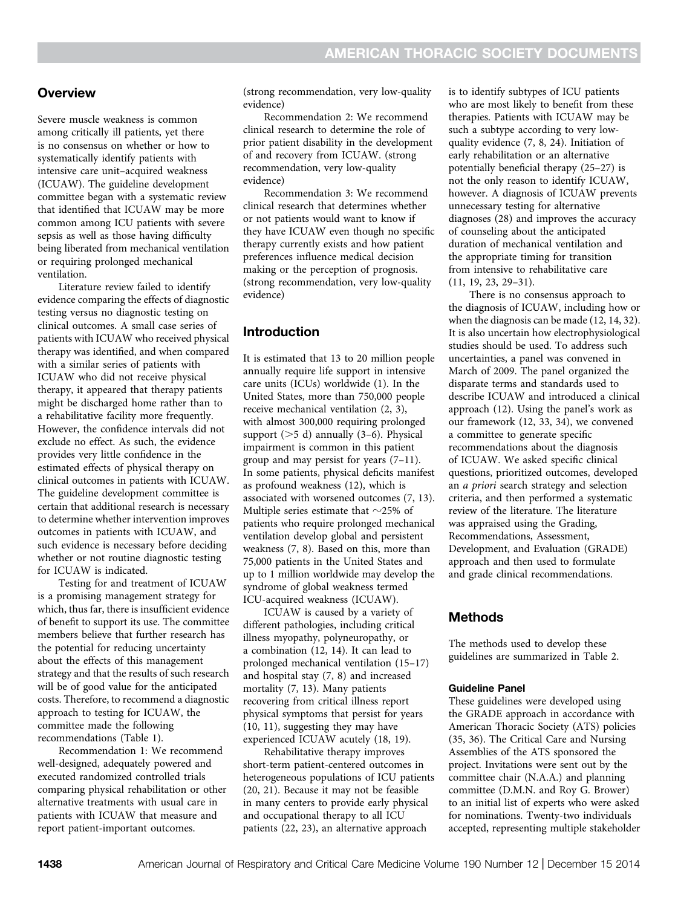## Overview

Severe muscle weakness is common among critically ill patients, yet there is no consensus on whether or how to systematically identify patients with intensive care unit–acquired weakness (ICUAW). The guideline development committee began with a systematic review that identified that ICUAW may be more common among ICU patients with severe sepsis as well as those having difficulty being liberated from mechanical ventilation or requiring prolonged mechanical ventilation.

Literature review failed to identify evidence comparing the effects of diagnostic testing versus no diagnostic testing on clinical outcomes. A small case series of patients with ICUAW who received physical therapy was identified, and when compared with a similar series of patients with ICUAW who did not receive physical therapy, it appeared that therapy patients might be discharged home rather than to a rehabilitative facility more frequently. However, the confidence intervals did not exclude no effect. As such, the evidence provides very little confidence in the estimated effects of physical therapy on clinical outcomes in patients with ICUAW. The guideline development committee is certain that additional research is necessary to determine whether intervention improves outcomes in patients with ICUAW, and such evidence is necessary before deciding whether or not routine diagnostic testing for ICUAW is indicated.

Testing for and treatment of ICUAW is a promising management strategy for which, thus far, there is insufficient evidence of benefit to support its use. The committee members believe that further research has the potential for reducing uncertainty about the effects of this management strategy and that the results of such research will be of good value for the anticipated costs. Therefore, to recommend a diagnostic approach to testing for ICUAW, the committee made the following recommendations (Table 1).

Recommendation 1: We recommend well-designed, adequately powered and executed randomized controlled trials comparing physical rehabilitation or other alternative treatments with usual care in patients with ICUAW that measure and report patient-important outcomes. (strong recommendation, very low-quality evidence)

Recommendation 2: We recommend clinical research to determine the role of prior patient disability in the development of and recovery from ICUAW. (strong recommendation, very low-quality evidence)

Recommendation 3: We recommend clinical research that determines whether or not patients would want to know if they have ICUAW even though no specific therapy currently exists and how patient preferences influence medical decision making or the perception of prognosis. (strong recommendation, very low-quality evidence)

## Introduction

It is estimated that 13 to 20 million people annually require life support in intensive care units (ICUs) worldwide (1). In the United States, more than 750,000 people receive mechanical ventilation (2, 3), with almost 300,000 requiring prolonged support (>5 d) annually (3–6). Physical impairment is common in this patient group and may persist for years (7–11). In some patients, physical deficits manifest as profound weakness (12), which is associated with worsened outcomes (7, 13). Multiple series estimate that ~25% of patients who require prolonged mechanical ventilation develop global and persistent weakness (7, 8). Based on this, more than 75,000 patients in the United States and up to 1 million worldwide may develop the syndrome of global weakness termed ICU-acquired weakness (ICUAW).

ICUAW is caused by a variety of different pathologies, including critical illness myopathy, polyneuropathy, or a combination (12, 14). It can lead to prolonged mechanical ventilation (15–17) and hospital stay (7, 8) and increased mortality (7, 13). Many patients recovering from critical illness report physical symptoms that persist for years (10, 11), suggesting they may have experienced ICUAW acutely (18, 19).

Rehabilitative therapy improves short-term patient-centered outcomes in heterogeneous populations of ICU patients (20, 21). Because it may not be feasible in many centers to provide early physical and occupational therapy to all ICU patients (22, 23), an alternative approach is to identify subtypes of ICU patients who are most likely to benefit from these therapies. Patients with ICUAW may be such a subtype according to very low-quality evidence (7, 8, 24). Initiation of early rehabilitation or an alternative potentially beneficial therapy (25–27) is not the only reason to identify ICUAW, however. A diagnosis of ICUAW prevents unnecessary testing for alternative diagnoses (28) and improves the accuracy of counseling about the anticipated duration of mechanical ventilation and the appropriate timing for transition from intensive to rehabilitative care (11, 19, 23, 29–31).

There is no consensus approach to the diagnosis of ICUAW, including how or when the diagnosis can be made (12, 14, 32). It is also uncertain how electrophysiological studies should be used. To address such uncertainties, a panel was convened in March of 2009. The panel organized the disparate terms and standards used to describe ICUAW and introduced a clinical approach (12). Using the panel's work as our framework (12, 33, 34), we convened a committee to generate specific recommendations about the diagnosis of ICUAW. We asked specific clinical questions, prioritized outcomes, developed an *a priori* search strategy and selection criteria, and then performed a systematic review of the literature. The literature was appraised using the Grading, Recommendations, Assessment, Development, and Evaluation (GRADE) approach and then used to formulate and grade clinical recommendations.

## Methods

The methods used to develop these guidelines are summarized in Table 2.

### Guideline Panel

These guidelines were developed using the GRADE approach in accordance with American Thoracic Society (ATS) policies (35, 36). The Critical Care and Nursing Assemblies of the ATS sponsored the project. Invitations were sent out by the committee chair (N.A.A.) and planning committee (D.M.N. and Roy G. Brower) to an initial list of experts who were asked for nominations. Twenty-two individuals accepted, representing multiple stakeholder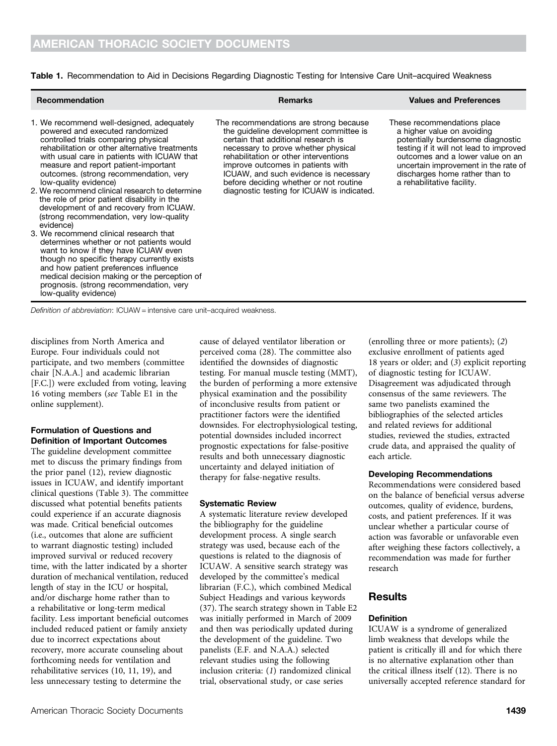**Table 1.** Recommendation to Aid in Decisions Regarding Diagnostic Testing for Intensive Care Unit–acquired Weakness

| Recommendation | Remarks | Values and Preferences |
| --- | --- | --- |
| 1. We recommend well-designed, adequately powered and executed randomized controlled trials comparing physical rehabilitation or other alternative treatments with usual care in patients with ICUAW that measure and report patient-important outcomes. (strong recommendation, very low-quality evidence)<br>2. We recommend clinical research to determine the role of prior patient disability in the development of and recovery from ICUAW. (strong recommendation, very low-quality evidence)<br>3. We recommend clinical research that determines whether or not patients would want to know if they have ICUAW even though no specific therapy currently exists and how patient preferences influence medical decision making or the perception of prognosis. (strong recommendation, very low-quality evidence) | The recommendations are strong because the guideline development committee is certain that additional research is necessary to prove whether physical rehabilitation or other interventions improve outcomes in patients with ICUAW, and such evidence is necessary before deciding whether or not routine diagnostic testing for ICUAW is indicated. | These recommendations place a higher value on avoiding potentially burdensome diagnostic testing if it will not lead to improved outcomes and a lower value on an uncertain improvement in the rate of discharges home rather than to a rehabilitative facility. |

*Definition of abbreviation*: ICUAW = intensive care unit–acquired weakness.

disciplines from North America and Europe. Four individuals could not participate, and two members (committee chair [N.A.A.] and academic librarian [F.C.]) were excluded from voting, leaving 16 voting members (*see* Table E1 in the online supplement).

#### Formulation of Questions and Definition of Important Outcomes

The guideline development committee met to discuss the primary findings from the prior panel (12), review diagnostic issues in ICUAW, and identify important clinical questions (Table 3). The committee discussed what potential benefits patients could experience if an accurate diagnosis was made. Critical beneficial outcomes (i.e., outcomes that alone are sufficient to warrant diagnostic testing) included improved survival or reduced recovery time, with the latter indicated by a shorter duration of mechanical ventilation, reduced length of stay in the ICU or hospital, and/or discharge home rather than to a rehabilitative or long-term medical facility. Less important beneficial outcomes included reduced patient or family anxiety due to incorrect expectations about recovery, more accurate counseling about forthcoming needs for ventilation and rehabilitative services (10, 11, 19), and less unnecessary testing to determine the cause of delayed ventilator liberation or perceived coma (28). The committee also identified the downsides of diagnostic testing. For manual muscle testing (MMT), the burden of performing a more extensive physical examination and the possibility of inconclusive results from patient or practitioner factors were the identified downsides. For electrophysiological testing, potential downsides included incorrect prognostic expectations for false-positive results and both unnecessary diagnostic uncertainty and delayed initiation of therapy for false-negative results.

#### Systematic Review

A systematic literature review developed the bibliography for the guideline development process. A single search strategy was used, because each of the questions is related to the diagnosis of ICUAW. A sensitive search strategy was developed by the committee's medical librarian (F.C.), which combined Medical Subject Headings and various keywords (37). The search strategy shown in Table E2 was initially performed in March of 2009 and then was periodically updated during the development of the guideline. Two panelists (E.F. and N.A.A.) selected relevant studies using the following inclusion criteria: (*1*) randomized clinical trial, observational study, or case series (enrolling three or more patients); (*2*) exclusive enrollment of patients aged 18 years or older; and (*3*) explicit reporting of diagnostic testing for ICUAW. Disagreement was adjudicated through consensus of the same reviewers. The same two panelists examined the bibliographies of the selected articles and related reviews for additional studies, reviewed the studies, extracted crude data, and appraised the quality of each article.

#### Developing Recommendations

Recommendations were considered based on the balance of beneficial versus adverse outcomes, quality of evidence, burdens, costs, and patient preferences. If it was unclear whether a particular course of action was favorable or unfavorable even after weighing these factors collectively, a recommendation was made for further research

## Results

#### Definition

ICUAW is a syndrome of generalized limb weakness that develops while the patient is critically ill and for which there is no alternative explanation other than the critical illness itself (12). There is no universally accepted reference standard for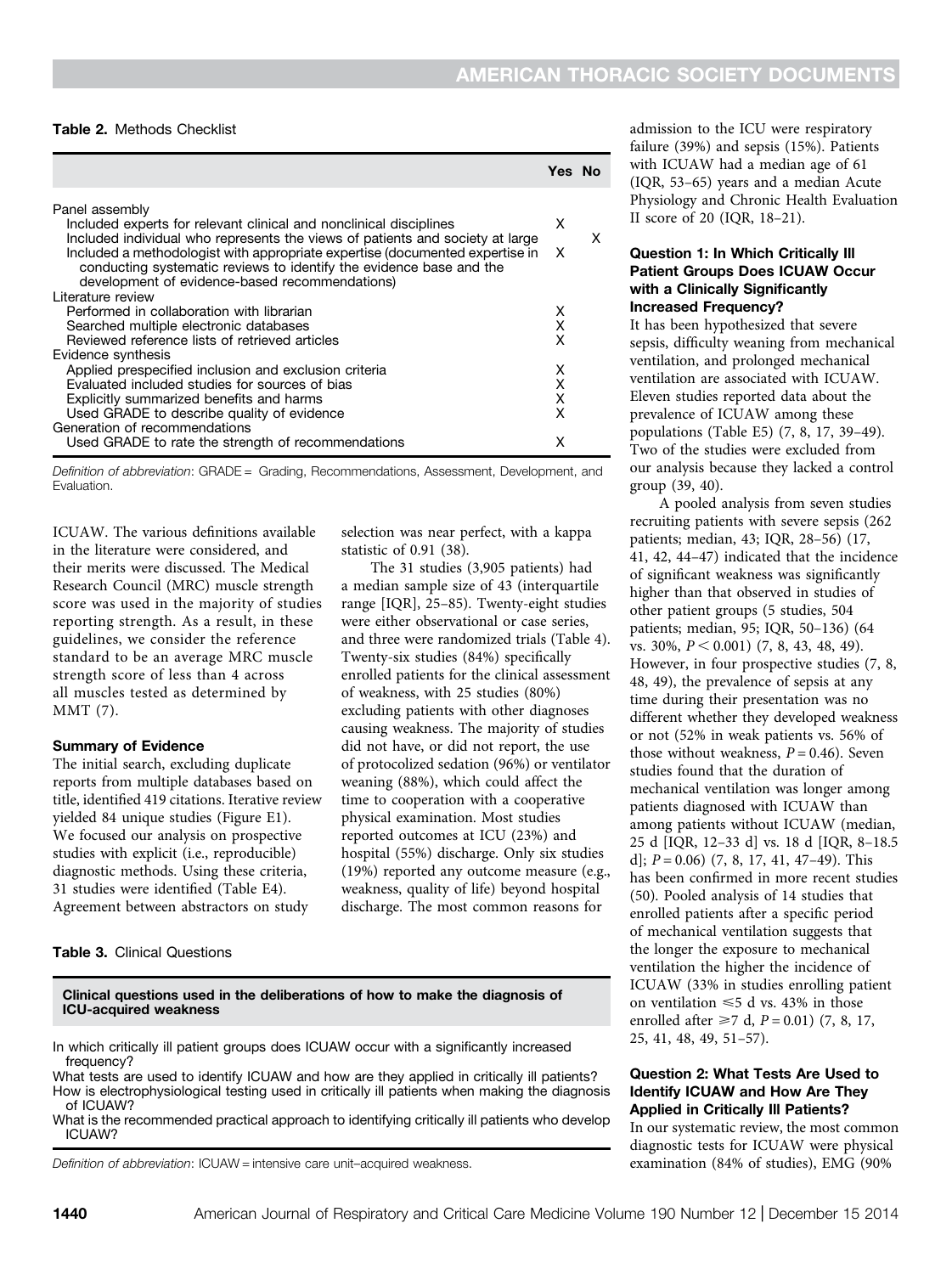**Table 2.** Methods Checklist

| | Yes | No |
|---|---|---|
| Panel assembly | | |
| Included experts for relevant clinical and nonclinical disciplines | X | |
| Included individual who represents the views of patients and society at large | | X |
| Included a methodologist with appropriate expertise (documented expertise in conducting systematic reviews to identify the evidence base and the development of evidence-based recommendations) | X | |
| Literature review | | |
| Performed in collaboration with librarian | X | |
| Searched multiple electronic databases | X | |
| Reviewed reference lists of retrieved articles | X | |
| Evidence synthesis | | |
| Applied prespecified inclusion and exclusion criteria | X | |
| Evaluated included studies for sources of bias | X | |
| Explicitly summarized benefits and harms | X | |
| Used GRADE to describe quality of evidence | X | |
| Generation of recommendations | | |
| Used GRADE to rate the strength of recommendations | X | |

*Definition of abbreviation*: GRADE = Grading, Recommendations, Assessment, Development, and Evaluation.

ICUAW. The various definitions available in the literature were considered, and their merits were discussed. The Medical Research Council (MRC) muscle strength score was used in the majority of studies reporting strength. As a result, in these guidelines, we consider the reference standard to be an average MRC muscle strength score of less than 4 across all muscles tested as determined by MMT (7).

### Summary of Evidence

The initial search, excluding duplicate reports from multiple databases based on title, identified 419 citations. Iterative review yielded 84 unique studies (Figure E1). We focused our analysis on prospective studies with explicit (i.e., reproducible) diagnostic methods. Using these criteria, 31 studies were identified (Table E4). Agreement between abstractors on study selection was near perfect, with a kappa statistic of 0.91 (38).

The 31 studies (3,905 patients) had a median sample size of 43 (interquartile range [IQR], 25–85). Twenty-eight studies were either observational or case series, and three were randomized trials (Table 4). Twenty-six studies (84%) specifically enrolled patients for the clinical assessment of weakness, with 25 studies (80%) excluding patients with other diagnoses causing weakness. The majority of studies did not have, or did not report, the use of protocolized sedation (96%) or ventilator weaning (88%), which could affect the time to cooperation with a cooperative physical examination. Most studies reported outcomes at ICU (23%) and hospital (55%) discharge. Only six studies (19%) reported any outcome measure (e.g., weakness, quality of life) beyond hospital discharge. The most common reasons for admission to the ICU were respiratory failure (39%) and sepsis (15%). Patients with ICUAW had a median age of 61 (IQR, 53–65) years and a median Acute Physiology and Chronic Health Evaluation II score of 20 (IQR, 18–21).

**Table 3.** Clinical Questions

| Clinical questions used in the deliberations of how to make the diagnosis of ICU-acquired weakness |
|---|
| In which critically ill patient groups does ICUAW occur with a significantly increased frequency? |
| What tests are used to identify ICUAW and how are they applied in critically ill patients? |
| How is electrophysiological testing used in critically ill patients when making the diagnosis of ICUAW? |
| What is the recommended practical approach to identifying critically ill patients who develop ICUAW? |

*Definition of abbreviation*: ICUAW = intensive care unit–acquired weakness.

### Question 1: In Which Critically Ill Patient Groups Does ICUAW Occur with a Clinically Significantly Increased Frequency?

It has been hypothesized that severe sepsis, difficulty weaning from mechanical ventilation, and prolonged mechanical ventilation are associated with ICUAW. Eleven studies reported data about the prevalence of ICUAW among these populations (Table E5) (7, 8, 17, 39–49). Two of the studies were excluded from our analysis because they lacked a control group (39, 40).

A pooled analysis from seven studies recruiting patients with severe sepsis (262 patients; median, 43; IQR, 28–56) (17, 41, 42, 44–47) indicated that the incidence of significant weakness was significantly higher than that observed in studies of other patient groups (5 studies, 504 patients; median, 95; IQR, 50–136) (64 vs. 30%, $P < 0.001$) (7, 8, 43, 48, 49). However, in four prospective studies (7, 8, 48, 49), the prevalence of sepsis at any time during their presentation was no different whether they developed weakness or not (52% in weak patients vs. 56% of those without weakness, $P = 0.46$). Seven studies found that the duration of mechanical ventilation was longer among patients diagnosed with ICUAW than among patients without ICUAW (median, 25 d [IQR, 12–33 d] vs. 18 d [IQR, 8–18.5 d]; $P = 0.06$) (7, 8, 17, 41, 47–49). This has been confirmed in more recent studies (50). Pooled analysis of 14 studies that enrolled patients after a specific period of mechanical ventilation suggests that the longer the exposure to mechanical ventilation the higher the incidence of ICUAW (33% in studies enrolling patient on ventilation $\leqslant 5$ d vs. 43% in those enrolled after $\geqslant 7$ d, $P = 0.01$) (7, 8, 17, 25, 41, 48, 49, 51–57).

### Question 2: What Tests Are Used to Identify ICUAW and How Are They Applied in Critically Ill Patients?

In our systematic review, the most common diagnostic tests for ICUAW were physical examination (84% of studies), EMG (90%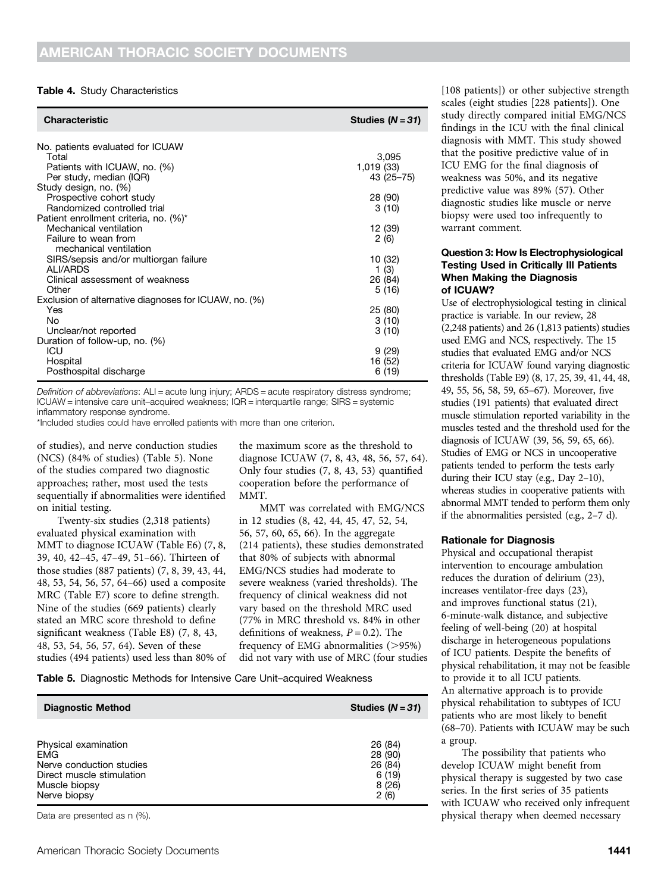**Table 4.** Study Characteristics

| Characteristic | Studies (*N* = *31*) |
|---|---|
| No. patients evaluated for ICUAW | |
| Total | 3,095 |
| Patients with ICUAW, no. (%) | 1,019 (33) |
| Per study, median (IQR) | 43 (25–75) |
| Study design, no. (%) | |
| Prospective cohort study | 28 (90) |
| Randomized controlled trial | 3 (10) |
| Patient enrollment criteria, no. (%)* | |
| Mechanical ventilation | 12 (39) |
| Failure to wean from mechanical ventilation | 2 (6) |
| SIRS/sepsis and/or multiorgan failure | 10 (32) |
| ALI/ARDS | 1 (3) |
| Clinical assessment of weakness | 26 (84) |
| Other | 5 (16) |
| Exclusion of alternative diagnoses for ICUAW, no. (%) | |
| Yes | 25 (80) |
| No | 3 (10) |
| Unclear/not reported | 3 (10) |
| Duration of follow-up, no. (%) | |
| ICU | 9 (29) |
| Hospital | 16 (52) |
| Posthospital discharge | 6 (19) |

*Definition of abbreviations*: ALI = acute lung injury; ARDS = acute respiratory distress syndrome; ICUAW = intensive care unit–acquired weakness; IQR = interquartile range; SIRS = systemic inflammatory response syndrome.

*Included studies could have enrolled patients with more than one criterion.

of studies), and nerve conduction studies (NCS) (84% of studies) (Table 5). None of the studies compared two diagnostic approaches; rather, most used the tests sequentially if abnormalities were identified on initial testing.

Twenty-six studies (2,318 patients) evaluated physical examination with MMT to diagnose ICUAW (Table E6) (7, 8, 39, 40, 42–45, 47–49, 51–66). Thirteen of those studies (887 patients) (7, 8, 39, 43, 44, 48, 53, 54, 56, 57, 64–66) used a composite MRC (Table E7) score to define strength. Nine of the studies (669 patients) clearly stated an MRC score threshold to define significant weakness (Table E8) (7, 8, 43, 48, 53, 54, 56, 57, 64). Seven of these studies (494 patients) used less than 80% of the maximum score as the threshold to diagnose ICUAW (7, 8, 43, 48, 56, 57, 64). Only four studies (7, 8, 43, 53) quantified cooperation before the performance of MMT.

MMT was correlated with EMG/NCS in 12 studies (8, 42, 44, 45, 47, 52, 54, 56, 57, 60, 65, 66). In the aggregate (214 patients), these studies demonstrated that 80% of subjects with abnormal EMG/NCS studies had moderate to severe weakness (varied thresholds). The frequency of clinical weakness did not vary based on the threshold MRC used (77% in MRC threshold vs. 84% in other definitions of weakness, $P = 0.2$). The frequency of EMG abnormalities (>95%) did not vary with use of MRC (four studies [108 patients]) or other subjective strength scales (eight studies [228 patients]). One study directly compared initial EMG/NCS findings in the ICU with the final clinical diagnosis with MMT. This study showed that the positive predictive value of in ICU EMG for the final diagnosis of weakness was 50%, and its negative predictive value was 89% (57). Other diagnostic studies like muscle or nerve biopsy were used too infrequently to warrant comment.

**Table 5.** Diagnostic Methods for Intensive Care Unit–acquired Weakness

| Diagnostic Method | Studies (*N* = *31*) |
|---|---|
| Physical examination | 26 (84) |
| EMG | 28 (90) |
| Nerve conduction studies | 26 (84) |
| Direct muscle stimulation | 6 (19) |
| Muscle biopsy | 8 (26) |
| Nerve biopsy | 2 (6) |

Data are presented as n (%).

### Question 3: How Is Electrophysiological Testing Used in Critically Ill Patients When Making the Diagnosis of ICUAW?

Use of electrophysiological testing in clinical practice is variable. In our review, 28 (2,248 patients) and 26 (1,813 patients) studies used EMG and NCS, respectively. The 15 studies that evaluated EMG and/or NCS criteria for ICUAW found varying diagnostic thresholds (Table E9) (8, 17, 25, 39, 41, 44, 48, 49, 55, 56, 58, 59, 65–67). Moreover, five studies (191 patients) that evaluated direct muscle stimulation reported variability in the muscles tested and the threshold used for the diagnosis of ICUAW (39, 56, 59, 65, 66). Studies of EMG or NCS in uncooperative patients tended to perform the tests early during their ICU stay (e.g., Day 2–10), whereas studies in cooperative patients with abnormal MMT tended to perform them only if the abnormalities persisted (e.g., 2–7 d).

#### Rationale for Diagnosis

Physical and occupational therapist intervention to encourage ambulation reduces the duration of delirium (23), increases ventilator-free days (23), and improves functional status (21), 6-minute-walk distance, and subjective feeling of well-being (20) at hospital discharge in heterogeneous populations of ICU patients. Despite the benefits of physical rehabilitation, it may not be feasible to provide it to all ICU patients. An alternative approach is to provide physical rehabilitation to subtypes of ICU patients who are most likely to benefit (68–70). Patients with ICUAW may be such a group.

The possibility that patients who develop ICUAW might benefit from physical therapy is suggested by two case series. In the first series of 35 patients with ICUAW who received only infrequent physical therapy when deemed necessary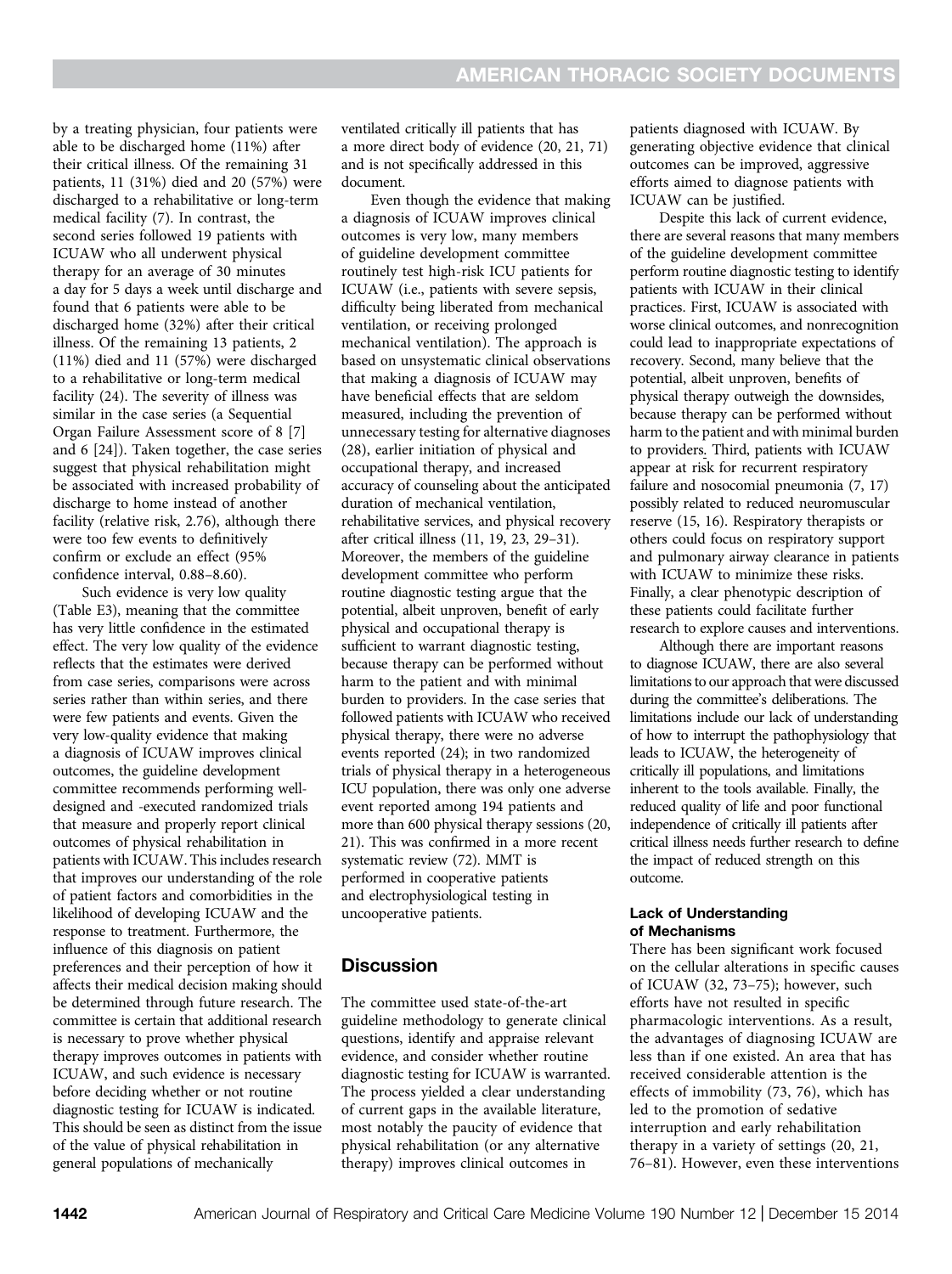by a treating physician, four patients were able to be discharged home (11%) after their critical illness. Of the remaining 31 patients, 11 (31%) died and 20 (57%) were discharged to a rehabilitative or long-term medical facility (7). In contrast, the second series followed 19 patients with ICUAW who all underwent physical therapy for an average of 30 minutes a day for 5 days a week until discharge and found that 6 patients were able to be discharged home (32%) after their critical illness. Of the remaining 13 patients, 2 (11%) died and 11 (57%) were discharged to a rehabilitative or long-term medical facility (24). The severity of illness was similar in the case series (a Sequential Organ Failure Assessment score of 8 [7] and 6 [24]). Taken together, the case series suggest that physical rehabilitation might be associated with increased probability of discharge to home instead of another facility (relative risk, 2.76), although there were too few events to definitively confirm or exclude an effect (95% confidence interval, 0.88–8.60).

Such evidence is very low quality (Table E3), meaning that the committee has very little confidence in the estimated effect. The very low quality of the evidence reflects that the estimates were derived from case series, comparisons were across series rather than within series, and there were few patients and events. Given the very low-quality evidence that making a diagnosis of ICUAW improves clinical outcomes, the guideline development committee recommends performing well-designed and -executed randomized trials that measure and properly report clinical outcomes of physical rehabilitation in patients with ICUAW. This includes research that improves our understanding of the role of patient factors and comorbidities in the likelihood of developing ICUAW and the response to treatment. Furthermore, the influence of this diagnosis on patient preferences and their perception of how it affects their medical decision making should be determined through future research. The committee is certain that additional research is necessary to prove whether physical therapy improves outcomes in patients with ICUAW, and such evidence is necessary before deciding whether or not routine diagnostic testing for ICUAW is indicated. This should be seen as distinct from the issue of the value of physical rehabilitation in general populations of mechanically ventilated critically ill patients that has a more direct body of evidence (20, 21, 71) and is not specifically addressed in this document.

Even though the evidence that making a diagnosis of ICUAW improves clinical outcomes is very low, many members of guideline development committee routinely test high-risk ICU patients for ICUAW (i.e., patients with severe sepsis, difficulty being liberated from mechanical ventilation, or receiving prolonged mechanical ventilation). The approach is based on unsystematic clinical observations that making a diagnosis of ICUAW may have beneficial effects that are seldom measured, including the prevention of unnecessary testing for alternative diagnoses (28), earlier initiation of physical and occupational therapy, and increased accuracy of counseling about the anticipated duration of mechanical ventilation, rehabilitative services, and physical recovery after critical illness (11, 19, 23, 29–31). Moreover, the members of the guideline development committee who perform routine diagnostic testing argue that the potential, albeit unproven, benefit of early physical and occupational therapy is sufficient to warrant diagnostic testing, because therapy can be performed without harm to the patient and with minimal burden to providers. In the case series that followed patients with ICUAW who received physical therapy, there were no adverse events reported (24); in two randomized trials of physical therapy in a heterogeneous ICU population, there was only one adverse event reported among 194 patients and more than 600 physical therapy sessions (20, 21). This was confirmed in a more recent systematic review (72). MMT is performed in cooperative patients and electrophysiological testing in uncooperative patients.

## Discussion

The committee used state-of-the-art guideline methodology to generate clinical questions, identify and appraise relevant evidence, and consider whether routine diagnostic testing for ICUAW is warranted. The process yielded a clear understanding of current gaps in the available literature, most notably the paucity of evidence that physical rehabilitation (or any alternative therapy) improves clinical outcomes in patients diagnosed with ICUAW. By generating objective evidence that clinical outcomes can be improved, aggressive efforts aimed to diagnose patients with ICUAW can be justified.

Despite this lack of current evidence, there are several reasons that many members of the guideline development committee perform routine diagnostic testing to identify patients with ICUAW in their clinical practices. First, ICUAW is associated with worse clinical outcomes, and nonrecognition could lead to inappropriate expectations of recovery. Second, many believe that the potential, albeit unproven, benefits of physical therapy outweigh the downsides, because therapy can be performed without harm to the patient and with minimal burden to providers. Third, patients with ICUAW appear at risk for recurrent respiratory failure and nosocomial pneumonia (7, 17) possibly related to reduced neuromuscular reserve (15, 16). Respiratory therapists or others could focus on respiratory support and pulmonary airway clearance in patients with ICUAW to minimize these risks. Finally, a clear phenotypic description of these patients could facilitate further research to explore causes and interventions.

Although there are important reasons to diagnose ICUAW, there are also several limitations to our approach that were discussed during the committee's deliberations. The limitations include our lack of understanding of how to interrupt the pathophysiology that leads to ICUAW, the heterogeneity of critically ill populations, and limitations inherent to the tools available. Finally, the reduced quality of life and poor functional independence of critically ill patients after critical illness needs further research to define the impact of reduced strength on this outcome.

### Lack of Understanding of Mechanisms

There has been significant work focused on the cellular alterations in specific causes of ICUAW (32, 73–75); however, such efforts have not resulted in specific pharmacologic interventions. As a result, the advantages of diagnosing ICUAW are less than if one existed. An area that has received considerable attention is the effects of immobility (73, 76), which has led to the promotion of sedative interruption and early rehabilitation therapy in a variety of settings (20, 21, 76–81). However, even these interventions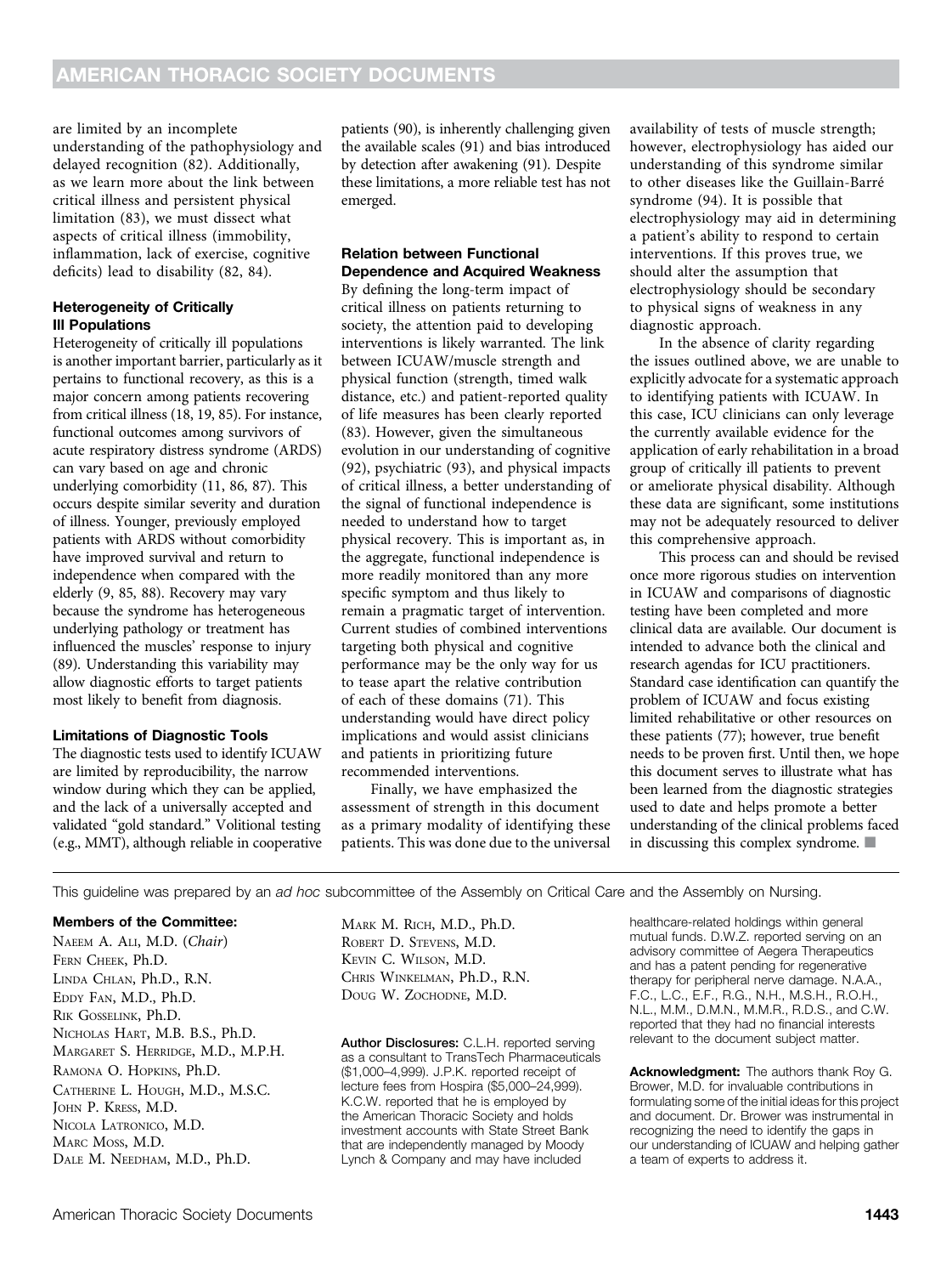are limited by an incomplete understanding of the pathophysiology and delayed recognition (82). Additionally, as we learn more about the link between critical illness and persistent physical limitation (83), we must dissect what aspects of critical illness (immobility, inflammation, lack of exercise, cognitive deficits) lead to disability (82, 84).

### Heterogeneity of Critically Ill Populations

Heterogeneity of critically ill populations is another important barrier, particularly as it pertains to functional recovery, as this is a major concern among patients recovering from critical illness (18, 19, 85). For instance, functional outcomes among survivors of acute respiratory distress syndrome (ARDS) can vary based on age and chronic underlying comorbidity (11, 86, 87). This occurs despite similar severity and duration of illness. Younger, previously employed patients with ARDS without comorbidity have improved survival and return to independence when compared with the elderly (9, 85, 88). Recovery may vary because the syndrome has heterogeneous underlying pathology or treatment has influenced the muscles' response to injury (89). Understanding this variability may allow diagnostic efforts to target patients most likely to benefit from diagnosis.

### Limitations of Diagnostic Tools

The diagnostic tests used to identify ICUAW are limited by reproducibility, the narrow window during which they can be applied, and the lack of a universally accepted and validated "gold standard." Volitional testing (e.g., MMT), although reliable in cooperative patients (90), is inherently challenging given the available scales (91) and bias introduced by detection after awakening (91). Despite these limitations, a more reliable test has not emerged.

### Relation between Functional Dependence and Acquired Weakness

By defining the long-term impact of critical illness on patients returning to society, the attention paid to developing interventions is likely warranted. The link between ICUAW/muscle strength and physical function (strength, timed walk distance, etc.) and patient-reported quality of life measures has been clearly reported (83). However, given the simultaneous evolution in our understanding of cognitive (92), psychiatric (93), and physical impacts of critical illness, a better understanding of the signal of functional independence is needed to understand how to target physical recovery. This is important as, in the aggregate, functional independence is more readily monitored than any more specific symptom and thus likely to remain a pragmatic target of intervention. Current studies of combined interventions targeting both physical and cognitive performance may be the only way for us to tease apart the relative contribution of each of these domains (71). This understanding would have direct policy implications and would assist clinicians and patients in prioritizing future recommended interventions.

Finally, we have emphasized the assessment of strength in this document as a primary modality of identifying these patients. This was done due to the universal availability of tests of muscle strength; however, electrophysiology has aided our understanding of this syndrome similar to other diseases like the Guillain-Barré syndrome (94). It is possible that electrophysiology may aid in determining a patient's ability to respond to certain interventions. If this proves true, we should alter the assumption that electrophysiology should be secondary to physical signs of weakness in any diagnostic approach.

In the absence of clarity regarding the issues outlined above, we are unable to explicitly advocate for a systematic approach to identifying patients with ICUAW. In this case, ICU clinicians can only leverage the currently available evidence for the application of early rehabilitation in a broad group of critically ill patients to prevent or ameliorate physical disability. Although these data are significant, some institutions may not be adequately resourced to deliver this comprehensive approach.

This process can and should be revised once more rigorous studies on intervention in ICUAW and comparisons of diagnostic testing have been completed and more clinical data are available. Our document is intended to advance both the clinical and research agendas for ICU practitioners. Standard case identification can quantify the problem of ICUAW and focus existing limited rehabilitative or other resources on these patients (77); however, true benefit needs to be proven first. Until then, we hope this document serves to illustrate what has been learned from the diagnostic strategies used to date and helps promote a better understanding of the clinical problems faced in discussing this complex syndrome. ■

---

This guideline was prepared by an *ad hoc* subcommittee of the Assembly on Critical Care and the Assembly on Nursing.

**Members of the Committee:**

NAEEM A. ALI, M.D. (*Chair*)
FERN CHEEK, PH.D.
LINDA CHLAN, PH.D., R.N.
EDDY FAN, M.D., PH.D.
RIK GOSSELINK, PH.D.
NICHOLAS HART, M.B. B.S., PH.D.
MARGARET S. HERRIDGE, M.D., M.P.H.
RAMONA O. HOPKINS, PH.D.
CATHERINE L. HOUGH, M.D., M.S.C.
JOHN P. KRESS, M.D.
NICOLA LATRONICO, M.D.
MARC MOSS, M.D.
DALE M. NEEDHAM, M.D., PH.D.
MARK M. RICH, M.D., PH.D.
ROBERT D. STEVENS, M.D.
KEVIN C. WILSON, M.D.
CHRIS WINKELMAN, PH.D., R.N.
DOUG W. ZOCHODNE, M.D.

**Author Disclosures:** C.L.H. reported serving as a consultant to TransTech Pharmaceuticals (\$1,000–4,999). J.P.K. reported receipt of lecture fees from Hospira (\$5,000–24,999). K.C.W. reported that he is employed by the American Thoracic Society and holds investment accounts with State Street Bank that are independently managed by Moody Lynch & Company and may have included healthcare-related holdings within general mutual funds. D.W.Z. reported serving on an advisory committee of Aegera Therapeutics and has a patent pending for regenerative therapy for peripheral nerve damage. N.A.A., F.C., L.C., E.F., R.G., N.H., M.S.H., R.O.H., N.L., M.M., D.M.N., M.M.R., R.D.S., and C.W. reported that they had no financial interests relevant to the document subject matter.

**Acknowledgment:** The authors thank Roy G. Brower, M.D. for invaluable contributions in formulating some of the initial ideas for this project and document. Dr. Brower was instrumental in recognizing the need to identify the gaps in our understanding of ICUAW and helping gather a team of experts to address it.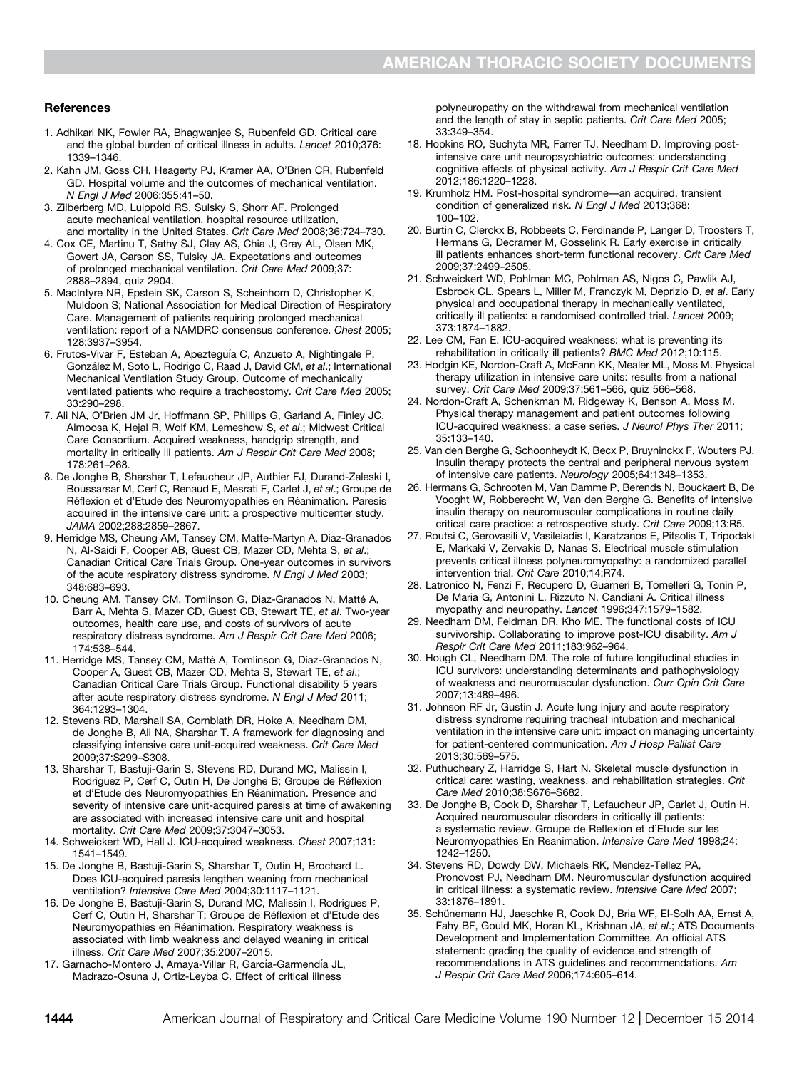## References

1. Adhikari NK, Fowler RA, Bhagwanjee S, Rubenfeld GD. Critical care and the global burden of critical illness in adults. *Lancet* 2010;376: 1339–1346.
2. Kahn JM, Goss CH, Heagerty PJ, Kramer AA, O'Brien CR, Rubenfeld GD. Hospital volume and the outcomes of mechanical ventilation. *N Engl J Med* 2006;355:41–50.
3. Zilberberg MD, Luippold RS, Sulsky S, Shorr AF. Prolonged acute mechanical ventilation, hospital resource utilization, and mortality in the United States. *Crit Care Med* 2008;36:724–730.
4. Cox CE, Martinu T, Sathy SJ, Clay AS, Chia J, Gray AL, Olsen MK, Govert JA, Carson SS, Tulsky JA. Expectations and outcomes of prolonged mechanical ventilation. *Crit Care Med* 2009;37: 2888–2894, quiz 2904.
5. MacIntyre NR, Epstein SK, Carson S, Scheinhorn D, Christopher K, Muldoon S; National Association for Medical Direction of Respiratory Care. Management of patients requiring prolonged mechanical ventilation: report of a NAMDRC consensus conference. *Chest* 2005; 128:3937–3954.
6. Frutos-Vivar F, Esteban A, Apezteguía C, Anzueto A, Nightingale P, González M, Soto L, Rodrigo C, Raad J, David CM, *et al*.; International Mechanical Ventilation Study Group. Outcome of mechanically ventilated patients who require a tracheostomy. *Crit Care Med* 2005; 33:290–298.
7. Ali NA, O'Brien JM Jr, Hoffmann SP, Phillips G, Garland A, Finley JC, Almoosa K, Hejal R, Wolf KM, Lemeshow S, *et al*.; Midwest Critical Care Consortium. Acquired weakness, handgrip strength, and mortality in critically ill patients. *Am J Respir Crit Care Med* 2008; 178:261–268.
8. De Jonghe B, Sharshar T, Lefaucheur JP, Authier FJ, Durand-Zaleski I, Boussarsar M, Cerf C, Renaud E, Mesrati F, Carlet J, *et al*.; Groupe de Réflexion et d'Etude des Neuromyopathies en Réanimation. Paresis acquired in the intensive care unit: a prospective multicenter study. *JAMA* 2002;288:2859–2867.
9. Herridge MS, Cheung AM, Tansey CM, Matte-Martyn A, Diaz-Granados N, Al-Saidi F, Cooper AB, Guest CB, Mazer CD, Mehta S, *et al*.; Canadian Critical Care Trials Group. One-year outcomes in survivors of the acute respiratory distress syndrome. *N Engl J Med* 2003; 348:683–693.
10. Cheung AM, Tansey CM, Tomlinson G, Diaz-Granados N, Matté A, Barr A, Mehta S, Mazer CD, Guest CB, Stewart TE, *et al*. Two-year outcomes, health care use, and costs of survivors of acute respiratory distress syndrome. *Am J Respir Crit Care Med* 2006; 174:538–544.
11. Herridge MS, Tansey CM, Matté A, Tomlinson G, Diaz-Granados N, Cooper A, Guest CB, Mazer CD, Mehta S, Stewart TE, *et al*.; Canadian Critical Care Trials Group. Functional disability 5 years after acute respiratory distress syndrome. *N Engl J Med* 2011; 364:1293–1304.
12. Stevens RD, Marshall SA, Cornblath DR, Hoke A, Needham DM, de Jonghe B, Ali NA, Sharshar T. A framework for diagnosing and classifying intensive care unit-acquired weakness. *Crit Care Med* 2009;37:S299–S308.
13. Sharshar T, Bastuji-Garin S, Stevens RD, Durand MC, Malissin I, Rodriguez P, Cerf C, Outin H, De Jonghe B; Groupe de Réflexion et d'Etude des Neuromyopathies En Réanimation. Presence and severity of intensive care unit-acquired paresis at time of awakening are associated with increased intensive care unit and hospital mortality. *Crit Care Med* 2009;37:3047–3053.
14. Schweickert WD, Hall J. ICU-acquired weakness. *Chest* 2007;131: 1541–1549.
15. De Jonghe B, Bastuji-Garin S, Sharshar T, Outin H, Brochard L. Does ICU-acquired paresis lengthen weaning from mechanical ventilation? *Intensive Care Med* 2004;30:1117–1121.
16. De Jonghe B, Bastuji-Garin S, Durand MC, Malissin I, Rodrigues P, Cerf C, Outin H, Sharshar T; Groupe de Réflexion et d'Etude des Neuromyopathies en Réanimation. Respiratory weakness is associated with limb weakness and delayed weaning in critical illness. *Crit Care Med* 2007;35:2007–2015.
17. Garnacho-Montero J, Amaya-Villar R, García-Garmendía JL, Madrazo-Osuna J, Ortiz-Leyba C. Effect of critical illness polyneuropathy on the withdrawal from mechanical ventilation and the length of stay in septic patients. *Crit Care Med* 2005; 33:349–354.
18. Hopkins RO, Suchyta MR, Farrer TJ, Needham D. Improving post-intensive care unit neuropsychiatric outcomes: understanding cognitive effects of physical activity. *Am J Respir Crit Care Med* 2012;186:1220–1228.
19. Krumholz HM. Post-hospital syndrome—an acquired, transient condition of generalized risk. *N Engl J Med* 2013;368: 100–102.
20. Burtin C, Clerckx B, Robbeets C, Ferdinande P, Langer D, Troosters T, Hermans G, Decramer M, Gosselink R. Early exercise in critically ill patients enhances short-term functional recovery. *Crit Care Med* 2009;37:2499–2505.
21. Schweickert WD, Pohlman MC, Pohlman AS, Nigos C, Pawlik AJ, Esbrook CL, Spears L, Miller M, Franczyk M, Deprizio D, *et al*. Early physical and occupational therapy in mechanically ventilated, critically ill patients: a randomised controlled trial. *Lancet* 2009; 373:1874–1882.
22. Lee CM, Fan E. ICU-acquired weakness: what is preventing its rehabilitation in critically ill patients? *BMC Med* 2012;10:115.
23. Hodgin KE, Nordon-Craft A, McFann KK, Mealer ML, Moss M. Physical therapy utilization in intensive care units: results from a national survey. *Crit Care Med* 2009;37:561–566, quiz 566–568.
24. Nordon-Craft A, Schenkman M, Ridgeway K, Benson A, Moss M. Physical therapy management and patient outcomes following ICU-acquired weakness: a case series. *J Neurol Phys Ther* 2011; 35:133–140.
25. Van den Berghe G, Schoonheydt K, Becx P, Bruyninckx F, Wouters PJ. Insulin therapy protects the central and peripheral nervous system of intensive care patients. *Neurology* 2005;64:1348–1353.
26. Hermans G, Schrooten M, Van Damme P, Berends N, Bouckaert B, De Vooght W, Robberecht W, Van den Berghe G. Benefits of intensive insulin therapy on neuromuscular complications in routine daily critical care practice: a retrospective study. *Crit Care* 2009;13:R5.
27. Routsi C, Gerovasili V, Vasileiadis I, Karatzanos E, Pitsolis T, Tripodaki E, Markaki V, Zervakis D, Nanas S. Electrical muscle stimulation prevents critical illness polyneuromyopathy: a randomized parallel intervention trial. *Crit Care* 2010;14:R74.
28. Latronico N, Fenzi F, Recupero D, Guarneri B, Tomelleri G, Tonin P, De Maria G, Antonini L, Rizzuto N, Candiani A. Critical illness myopathy and neuropathy. *Lancet* 1996;347:1579–1582.
29. Needham DM, Feldman DR, Kho ME. The functional costs of ICU survivorship. Collaborating to improve post-ICU disability. *Am J Respir Crit Care Med* 2011;183:962–964.
30. Hough CL, Needham DM. The role of future longitudinal studies in ICU survivors: understanding determinants and pathophysiology of weakness and neuromuscular dysfunction. *Curr Opin Crit Care* 2007;13:489–496.
31. Johnson RF Jr, Gustin J. Acute lung injury and acute respiratory distress syndrome requiring tracheal intubation and mechanical ventilation in the intensive care unit: impact on managing uncertainty for patient-centered communication. *Am J Hosp Palliat Care* 2013;30:569–575.
32. Puthucheary Z, Harridge S, Hart N. Skeletal muscle dysfunction in critical care: wasting, weakness, and rehabilitation strategies. *Crit Care Med* 2010;38:S676–S682.
33. De Jonghe B, Cook D, Sharshar T, Lefaucheur JP, Carlet J, Outin H. Acquired neuromuscular disorders in critically ill patients: a systematic review. Groupe de Reflexion et d'Etude sur les Neuromyopathies En Reanimation. *Intensive Care Med* 1998;24: 1242–1250.
34. Stevens RD, Dowdy DW, Michaels RK, Mendez-Tellez PA, Pronovost PJ, Needham DM. Neuromuscular dysfunction acquired in critical illness: a systematic review. *Intensive Care Med* 2007; 33:1876–1891.
35. Schünemann HJ, Jaeschke R, Cook DJ, Bria WF, El-Solh AA, Ernst A, Fahy BF, Gould MK, Horan KL, Krishnan JA, *et al*.; ATS Documents Development and Implementation Committee. An official ATS statement: grading the quality of evidence and strength of recommendations in ATS guidelines and recommendations. *Am J Respir Crit Care Med* 2006;174:605–614.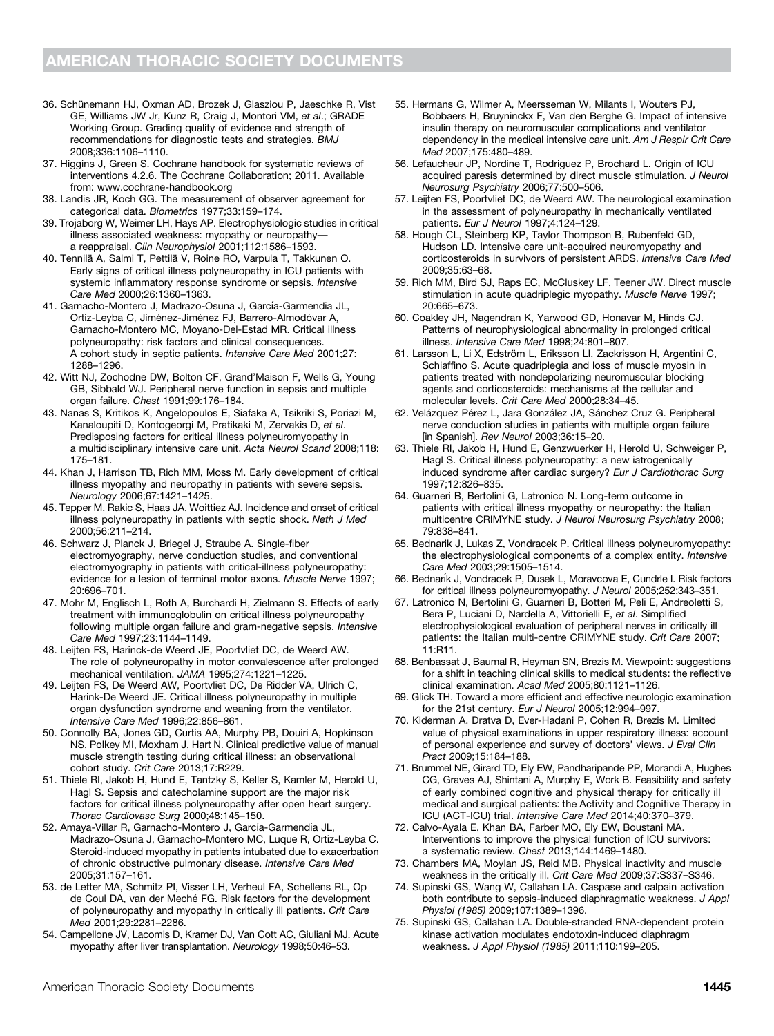36. Schünemann HJ, Oxman AD, Brozek J, Glasziou P, Jaeschke R, Vist GE, Williams JW Jr, Kunz R, Craig J, Montori VM, *et al*.; GRADE Working Group. Grading quality of evidence and strength of recommendations for diagnostic tests and strategies. *BMJ* 2008;336:1106–1110.
37. Higgins J, Green S. Cochrane handbook for systematic reviews of interventions 4.2.6. The Cochrane Collaboration; 2011. Available from: www.cochrane-handbook.org
38. Landis JR, Koch GG. The measurement of observer agreement for categorical data. *Biometrics* 1977;33:159–174.
39. Trojaborg W, Weimer LH, Hays AP. Electrophysiologic studies in critical illness associated weakness: myopathy or neuropathy—a reappraisal. *Clin Neurophysiol* 2001;112:1586–1593.
40. Tennilä A, Salmi T, Pettilä V, Roine RO, Varpula T, Takkunen O. Early signs of critical illness polyneuropathy in ICU patients with systemic inflammatory response syndrome or sepsis. *Intensive Care Med* 2000;26:1360–1363.
41. Garnacho-Montero J, Madrazo-Osuna J, García-Garmendia JL, Ortiz-Leyba C, Jiménez-Jiménez FJ, Barrero-Almodóvar A, Garnacho-Montero MC, Moyano-Del-Estad MR. Critical illness polyneuropathy: risk factors and clinical consequences. A cohort study in septic patients. *Intensive Care Med* 2001;27:1288–1296.
42. Witt NJ, Zochodne DW, Bolton CF, Grand'Maison F, Wells G, Young GB, Sibbald WJ. Peripheral nerve function in sepsis and multiple organ failure. *Chest* 1991;99:176–184.
43. Nanas S, Kritikos K, Angelopoulos E, Siafaka A, Tsikriki S, Poriazi M, Kanaloupiti D, Kontogeorgi M, Pratikaki M, Zervakis D, *et al*. Predisposing factors for critical illness polyneuromyopathy in a multidisciplinary intensive care unit. *Acta Neurol Scand* 2008;118:175–181.
44. Khan J, Harrison TB, Rich MM, Moss M. Early development of critical illness myopathy and neuropathy in patients with severe sepsis. *Neurology* 2006;67:1421–1425.
45. Tepper M, Rakic S, Haas JA, Woittiez AJ. Incidence and onset of critical illness polyneuropathy in patients with septic shock. *Neth J Med* 2000;56:211–214.
46. Schwarz J, Planck J, Briegel J, Straube A. Single-fiber electromyography, nerve conduction studies, and conventional electromyography in patients with critical-illness polyneuropathy: evidence for a lesion of terminal motor axons. *Muscle Nerve* 1997;20:696–701.
47. Mohr M, Englisch L, Roth A, Burchardi H, Zielmann S. Effects of early treatment with immunoglobulin on critical illness polyneuropathy following multiple organ failure and gram-negative sepsis. *Intensive Care Med* 1997;23:1144–1149.
48. Leijten FS, Harinck-de Weerd JE, Poortvliet DC, de Weerd AW. The role of polyneuropathy in motor convalescence after prolonged mechanical ventilation. *JAMA* 1995;274:1221–1225.
49. Leijten FS, De Weerd AW, Poortvliet DC, De Ridder VA, Ulrich C, Harink-De Weerd JE. Critical illness polyneuropathy in multiple organ dysfunction syndrome and weaning from the ventilator. *Intensive Care Med* 1996;22:856–861.
50. Connolly BA, Jones GD, Curtis AA, Murphy PB, Douiri A, Hopkinson NS, Polkey MI, Moxham J, Hart N. Clinical predictive value of manual muscle strength testing during critical illness: an observational cohort study. *Crit Care* 2013;17:R229.
51. Thiele RI, Jakob H, Hund E, Tantzky S, Keller S, Kamler M, Herold U, Hagl S. Sepsis and catecholamine support are the major risk factors for critical illness polyneuropathy after open heart surgery. *Thorac Cardiovasc Surg* 2000;48:145–150.
52. Amaya-Villar R, Garnacho-Montero J, García-Garmendía JL, Madrazo-Osuna J, Garnacho-Montero MC, Luque R, Ortiz-Leyba C. Steroid-induced myopathy in patients intubated due to exacerbation of chronic obstructive pulmonary disease. *Intensive Care Med* 2005;31:157–161.
53. de Letter MA, Schmitz PI, Visser LH, Verheul FA, Schellens RL, Op de Coul DA, van der Meché FG. Risk factors for the development of polyneuropathy and myopathy in critically ill patients. *Crit Care Med* 2001;29:2281–2286.
54. Campellone JV, Lacomis D, Kramer DJ, Van Cott AC, Giuliani MJ. Acute myopathy after liver transplantation. *Neurology* 1998;50:46–53.
55. Hermans G, Wilmer A, Meersseman W, Milants I, Wouters PJ, Bobbaers H, Bruyninckx F, Van den Berghe G. Impact of intensive insulin therapy on neuromuscular complications and ventilator dependency in the medical intensive care unit. *Am J Respir Crit Care Med* 2007;175:480–489.
56. Lefaucheur JP, Nordine T, Rodriguez P, Brochard L. Origin of ICU acquired paresis determined by direct muscle stimulation. *J Neurol Neurosurg Psychiatry* 2006;77:500–506.
57. Leijten FS, Poortvliet DC, de Weerd AW. The neurological examination in the assessment of polyneuropathy in mechanically ventilated patients. *Eur J Neurol* 1997;4:124–129.
58. Hough CL, Steinberg KP, Taylor Thompson B, Rubenfeld GD, Hudson LD. Intensive care unit-acquired neuromyopathy and corticosteroids in survivors of persistent ARDS. *Intensive Care Med* 2009;35:63–68.
59. Rich MM, Bird SJ, Raps EC, McCluskey LF, Teener JW. Direct muscle stimulation in acute quadriplegic myopathy. *Muscle Nerve* 1997;20:665–673.
60. Coakley JH, Nagendran K, Yarwood GD, Honavar M, Hinds CJ. Patterns of neurophysiological abnormality in prolonged critical illness. *Intensive Care Med* 1998;24:801–807.
61. Larsson L, Li X, Edström L, Eriksson LI, Zackrisson H, Argentini C, Schiaffino S. Acute quadriplegia and loss of muscle myosin in patients treated with nondepolarizing neuromuscular blocking agents and corticosteroids: mechanisms at the cellular and molecular levels. *Crit Care Med* 2000;28:34–45.
62. Velázquez Pérez L, Jara González JA, Sánchez Cruz G. Peripheral nerve conduction studies in patients with multiple organ failure [in Spanish]. *Rev Neurol* 2003;36:15–20.
63. Thiele RI, Jakob H, Hund E, Genzwuerker H, Herold U, Schweiger P, Hagl S. Critical illness polyneuropathy: a new iatrogenically induced syndrome after cardiac surgery? *Eur J Cardiothorac Surg* 1997;12:826–835.
64. Guarneri B, Bertolini G, Latronico N. Long-term outcome in patients with critical illness myopathy or neuropathy: the Italian multicentre CRIMYNE study. *J Neurol Neurosurg Psychiatry* 2008;79:838–841.
65. Bednarik J, Lukas Z, Vondracek P. Critical illness polyneuromyopathy: the electrophysiological components of a complex entity. *Intensive Care Med* 2003;29:1505–1514.
66. Bednarík J, Vondracek P, Dusek L, Moravcova E, Cundrle I. Risk factors for critical illness polyneuromyopathy. *J Neurol* 2005;252:343–351.
67. Latronico N, Bertolini G, Guarneri B, Botteri M, Peli E, Andreoletti S, Bera P, Luciani D, Nardella A, Vittorielli E, *et al*. Simplified electrophysiological evaluation of peripheral nerves in critically ill patients: the Italian multi-centre CRIMYNE study. *Crit Care* 2007;11:R11.
68. Benbassat J, Baumal R, Heyman SN, Brezis M. Viewpoint: suggestions for a shift in teaching clinical skills to medical students: the reflective clinical examination. *Acad Med* 2005;80:1121–1126.
69. Glick TH. Toward a more efficient and effective neurologic examination for the 21st century. *Eur J Neurol* 2005;12:994–997.
70. Kiderman A, Dratva D, Ever-Hadani P, Cohen R, Brezis M. Limited value of physical examinations in upper respiratory illness: account of personal experience and survey of doctors' views. *J Eval Clin Pract* 2009;15:184–188.
71. Brummel NE, Girard TD, Ely EW, Pandharipande PP, Morandi A, Hughes CG, Graves AJ, Shintani A, Murphy E, Work B. Feasibility and safety of early combined cognitive and physical therapy for critically ill medical and surgical patients: the Activity and Cognitive Therapy in ICU (ACT-ICU) trial. *Intensive Care Med* 2014;40:370–379.
72. Calvo-Ayala E, Khan BA, Farber MO, Ely EW, Boustani MA. Interventions to improve the physical function of ICU survivors: a systematic review. *Chest* 2013;144:1469–1480.
73. Chambers MA, Moylan JS, Reid MB. Physical inactivity and muscle weakness in the critically ill. *Crit Care Med* 2009;37:S337–S346.
74. Supinski GS, Wang W, Callahan LA. Caspase and calpain activation both contribute to sepsis-induced diaphragmatic weakness. *J Appl Physiol (1985)* 2009;107:1389–1396.
75. Supinski GS, Callahan LA. Double-stranded RNA-dependent protein kinase activation modulates endotoxin-induced diaphragm weakness. *J Appl Physiol (1985)* 2011;110:199–205.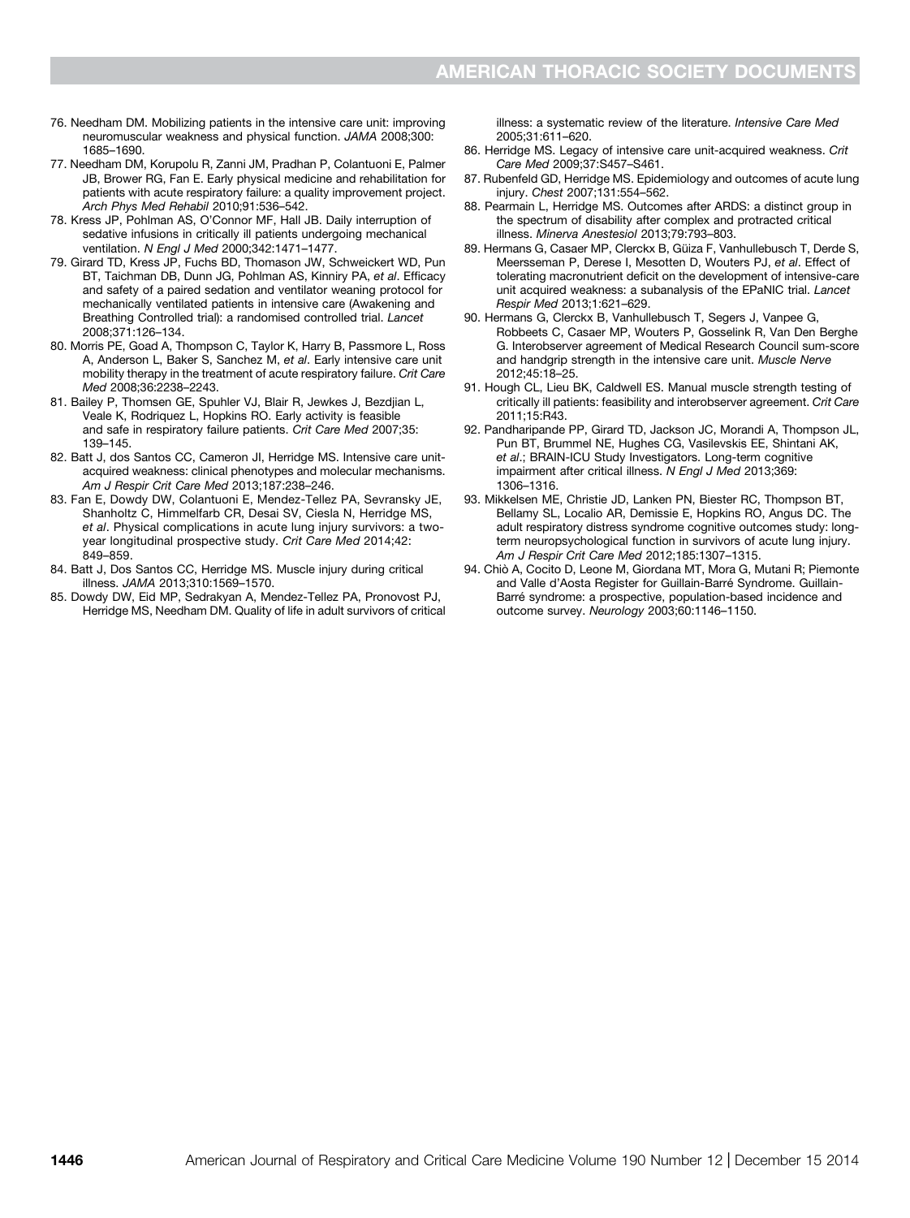76. Needham DM. Mobilizing patients in the intensive care unit: improving neuromuscular weakness and physical function. *JAMA* 2008;300: 1685–1690.
77. Needham DM, Korupolu R, Zanni JM, Pradhan P, Colantuoni E, Palmer JB, Brower RG, Fan E. Early physical medicine and rehabilitation for patients with acute respiratory failure: a quality improvement project. *Arch Phys Med Rehabil* 2010;91:536–542.
78. Kress JP, Pohlman AS, O'Connor MF, Hall JB. Daily interruption of sedative infusions in critically ill patients undergoing mechanical ventilation. *N Engl J Med* 2000;342:1471–1477.
79. Girard TD, Kress JP, Fuchs BD, Thomason JW, Schweickert WD, Pun BT, Taichman DB, Dunn JG, Pohlman AS, Kinniry PA, *et al*. Efficacy and safety of a paired sedation and ventilator weaning protocol for mechanically ventilated patients in intensive care (Awakening and Breathing Controlled trial): a randomised controlled trial. *Lancet* 2008;371:126–134.
80. Morris PE, Goad A, Thompson C, Taylor K, Harry B, Passmore L, Ross A, Anderson L, Baker S, Sanchez M, *et al*. Early intensive care unit mobility therapy in the treatment of acute respiratory failure. *Crit Care Med* 2008;36:2238–2243.
81. Bailey P, Thomsen GE, Spuhler VJ, Blair R, Jewkes J, Bezdjian L, Veale K, Rodriquez L, Hopkins RO. Early activity is feasible and safe in respiratory failure patients. *Crit Care Med* 2007;35: 139–145.
82. Batt J, dos Santos CC, Cameron JI, Herridge MS. Intensive care unit-acquired weakness: clinical phenotypes and molecular mechanisms. *Am J Respir Crit Care Med* 2013;187:238–246.
83. Fan E, Dowdy DW, Colantuoni E, Mendez-Tellez PA, Sevransky JE, Shanholtz C, Himmelfarb CR, Desai SV, Ciesla N, Herridge MS, *et al*. Physical complications in acute lung injury survivors: a two-year longitudinal prospective study. *Crit Care Med* 2014;42: 849–859.
84. Batt J, Dos Santos CC, Herridge MS. Muscle injury during critical illness. *JAMA* 2013;310:1569–1570.
85. Dowdy DW, Eid MP, Sedrakyan A, Mendez-Tellez PA, Pronovost PJ, Herridge MS, Needham DM. Quality of life in adult survivors of critical illness: a systematic review of the literature. *Intensive Care Med* 2005;31:611–620.
86. Herridge MS. Legacy of intensive care unit-acquired weakness. *Crit Care Med* 2009;37:S457–S461.
87. Rubenfeld GD, Herridge MS. Epidemiology and outcomes of acute lung injury. *Chest* 2007;131:554–562.
88. Pearmain L, Herridge MS. Outcomes after ARDS: a distinct group in the spectrum of disability after complex and protracted critical illness. *Minerva Anestesiol* 2013;79:793–803.
89. Hermans G, Casaer MP, Clerckx B, Güiza F, Vanhullebusch T, Derde S, Meersseman P, Derese I, Mesotten D, Wouters PJ, *et al*. Effect of tolerating macronutrient deficit on the development of intensive-care unit acquired weakness: a subanalysis of the EPaNIC trial. *Lancet Respir Med* 2013;1:621–629.
90. Hermans G, Clerckx B, Vanhullebusch T, Segers J, Vanpee G, Robbeets C, Casaer MP, Wouters P, Gosselink R, Van Den Berghe G. Interobserver agreement of Medical Research Council sum-score and handgrip strength in the intensive care unit. *Muscle Nerve* 2012;45:18–25.
91. Hough CL, Lieu BK, Caldwell ES. Manual muscle strength testing of critically ill patients: feasibility and interobserver agreement. *Crit Care* 2011;15:R43.
92. Pandharipande PP, Girard TD, Jackson JC, Morandi A, Thompson JL, Pun BT, Brummel NE, Hughes CG, Vasilevskis EE, Shintani AK, *et al*.; BRAIN-ICU Study Investigators. Long-term cognitive impairment after critical illness. *N Engl J Med* 2013;369: 1306–1316.
93. Mikkelsen ME, Christie JD, Lanken PN, Biester RC, Thompson BT, Bellamy SL, Localio AR, Demissie E, Hopkins RO, Angus DC. The adult respiratory distress syndrome cognitive outcomes study: long-term neuropsychological function in survivors of acute lung injury. *Am J Respir Crit Care Med* 2012;185:1307–1315.
94. Chiò A, Cocito D, Leone M, Giordana MT, Mora G, Mutani R; Piemonte and Valle d'Aosta Register for Guillain-Barré Syndrome. Guillain-Barré syndrome: a prospective, population-based incidence and outcome survey. *Neurology* 2003;60:1146–1150.